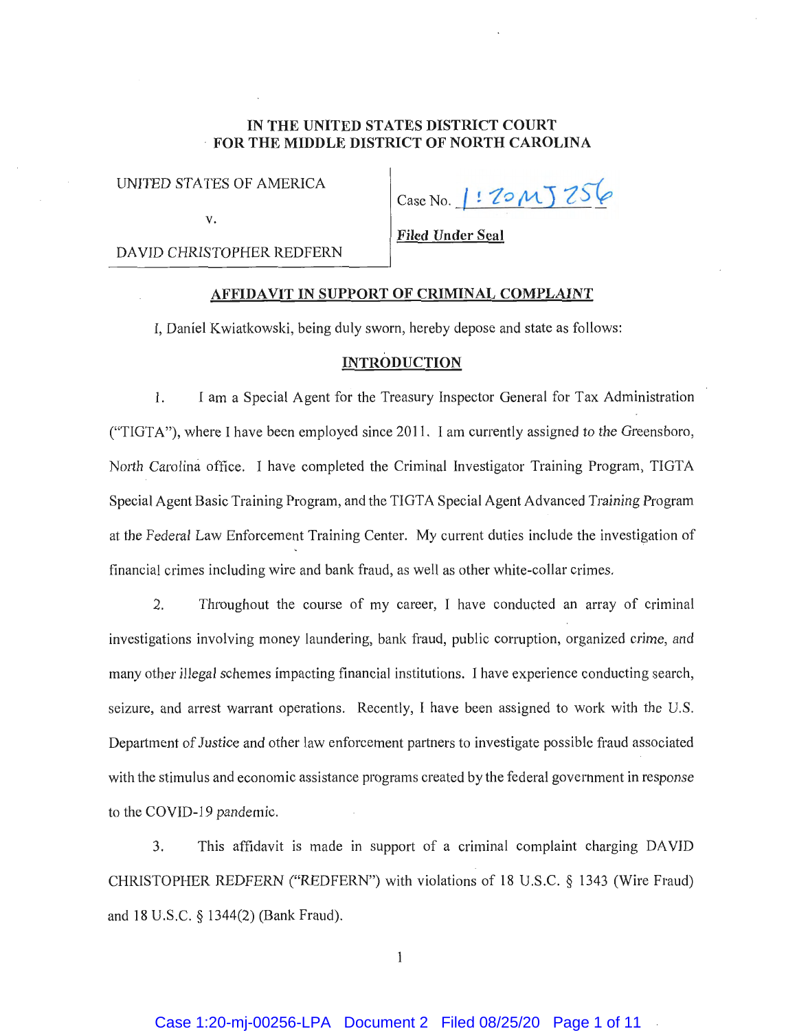**IN THE UNITED STATES DISTRICT COURT**
**FOR THE MIDDLE DISTRICT OF NORTH CAROLINA**

| | |
|---|---|
| UNITED STATES OF AMERICA | Case No. 1:20MJ256 |
| v. | ***Filed Under Seal*** |
| DAVID CHRISTOPHER REDFERN | |

## AFFIDAVIT IN SUPPORT OF CRIMINAL COMPLAINT

I, Daniel Kwiatkowski, being duly sworn, hereby depose and state as follows:

## INTRODUCTION

1. I am a Special Agent for the Treasury Inspector General for Tax Administration ("TIGTA"), where I have been employed since 2011. I am currently assigned to the Greensboro, North Carolina office. I have completed the Criminal Investigator Training Program, TIGTA Special Agent Basic Training Program, and the TIGTA Special Agent Advanced Training Program at the Federal Law Enforcement Training Center. My current duties include the investigation of financial crimes including wire and bank fraud, as well as other white-collar crimes.

2. Throughout the course of my career, I have conducted an array of criminal investigations involving money laundering, bank fraud, public corruption, organized crime, and many other illegal schemes impacting financial institutions. I have experience conducting search, seizure, and arrest warrant operations. Recently, I have been assigned to work with the U.S. Department of Justice and other law enforcement partners to investigate possible fraud associated with the stimulus and economic assistance programs created by the federal government in response to the COVID-19 pandemic.

3. This affidavit is made in support of a criminal complaint charging DAVID CHRISTOPHER REDFERN ("REDFERN") with violations of 18 U.S.C. § 1343 (Wire Fraud) and 18 U.S.C. § 1344(2) (Bank Fraud).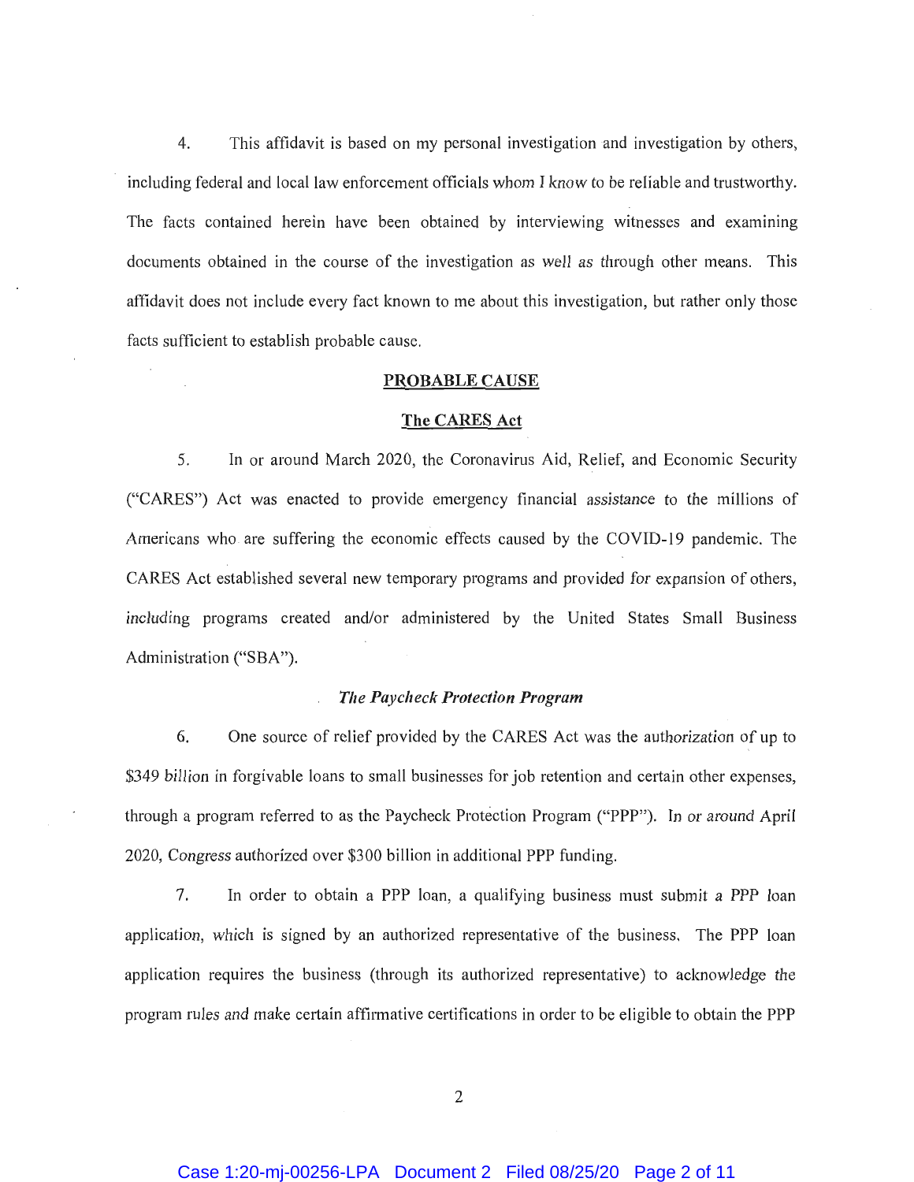4. This affidavit is based on my personal investigation and investigation by others, including federal and local law enforcement officials whom I know to be reliable and trustworthy. The facts contained herein have been obtained by interviewing witnesses and examining documents obtained in the course of the investigation as well as through other means. This affidavit does not include every fact known to me about this investigation, but rather only those facts sufficient to establish probable cause.

## PROBABLE CAUSE

### The CARES Act

5. In or around March 2020, the Coronavirus Aid, Relief, and Economic Security ("CARES") Act was enacted to provide emergency financial assistance to the millions of Americans who are suffering the economic effects caused by the COVID-19 pandemic. The CARES Act established several new temporary programs and provided for expansion of others, including programs created and/or administered by the United States Small Business Administration ("SBA").

#### *The Paycheck Protection Program*

6. One source of relief provided by the CARES Act was the authorization of up to $349 billion in forgivable loans to small businesses for job retention and certain other expenses, through a program referred to as the Paycheck Protection Program ("PPP"). In or around April 2020, Congress authorized over $300 billion in additional PPP funding.

7. In order to obtain a PPP loan, a qualifying business must submit a PPP loan application, which is signed by an authorized representative of the business. The PPP loan application requires the business (through its authorized representative) to acknowledge the program rules and make certain affirmative certifications in order to be eligible to obtain the PPP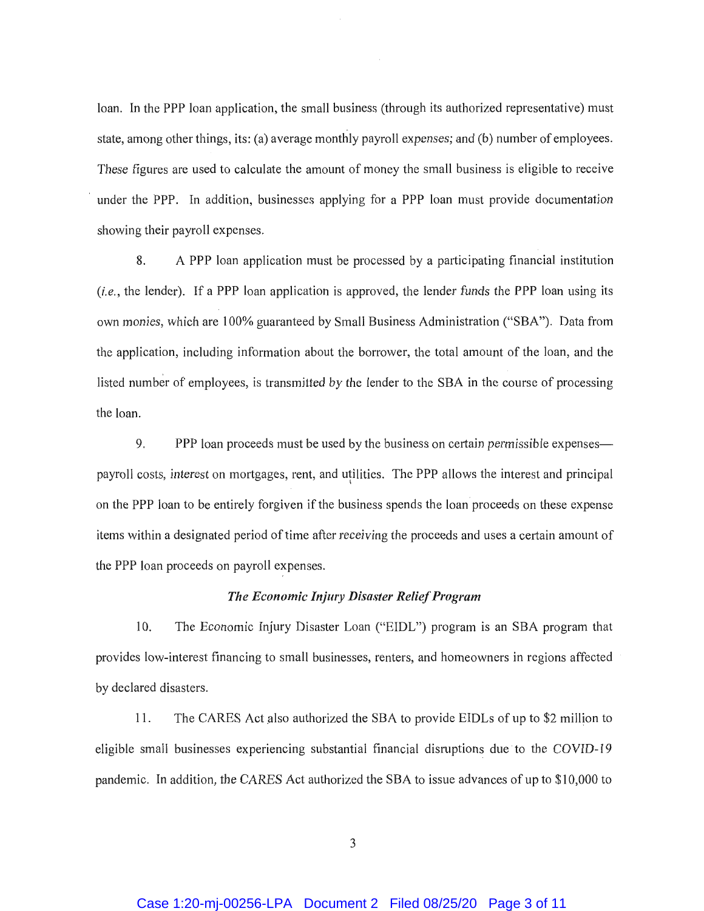loan. In the PPP loan application, the small business (through its authorized representative) must state, among other things, its: (a) average monthly payroll expenses; and (b) number of employees. These figures are used to calculate the amount of money the small business is eligible to receive under the PPP. In addition, businesses applying for a PPP loan must provide documentation showing their payroll expenses.

8. A PPP loan application must be processed by a participating financial institution (*i.e.*, the lender). If a PPP loan application is approved, the lender funds the PPP loan using its own monies, which are 100% guaranteed by Small Business Administration ("SBA"). Data from the application, including information about the borrower, the total amount of the loan, and the listed number of employees, is transmitted by the lender to the SBA in the course of processing the loan.

9. PPP loan proceeds must be used by the business on certain permissible expenses—payroll costs, interest on mortgages, rent, and utilities. The PPP allows the interest and principal on the PPP loan to be entirely forgiven if the business spends the loan proceeds on these expense items within a designated period of time after receiving the proceeds and uses a certain amount of the PPP loan proceeds on payroll expenses.

***The Economic Injury Disaster Relief Program***

10. The Economic Injury Disaster Loan ("EIDL") program is an SBA program that provides low-interest financing to small businesses, renters, and homeowners in regions affected by declared disasters.

11. The CARES Act also authorized the SBA to provide EIDLs of up to $2 million to eligible small businesses experiencing substantial financial disruptions due to the COVID-19 pandemic. In addition, the CARES Act authorized the SBA to issue advances of up to $10,000 to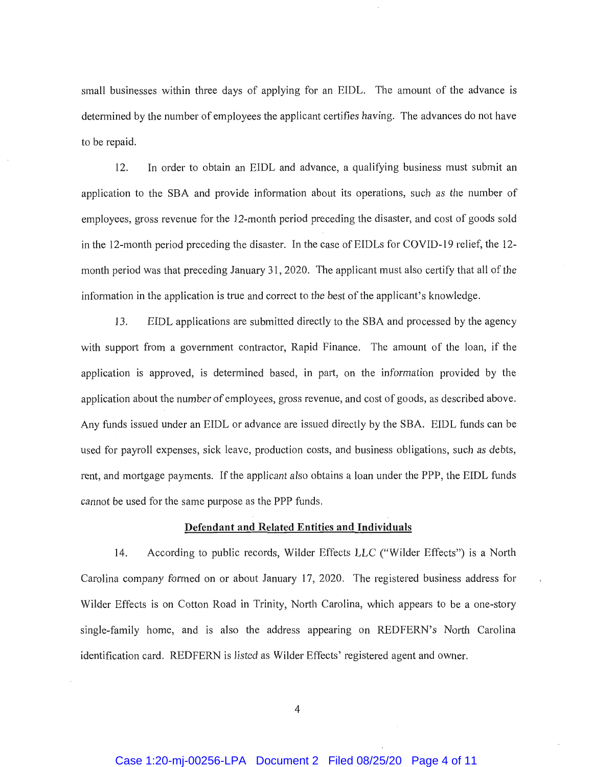small businesses within three days of applying for an EIDL. The amount of the advance is determined by the number of employees the applicant certifies having. The advances do not have to be repaid.

12. In order to obtain an EIDL and advance, a qualifying business must submit an application to the SBA and provide information about its operations, such as the number of employees, gross revenue for the 12-month period preceding the disaster, and cost of goods sold in the 12-month period preceding the disaster. In the case of EIDLs for COVID-19 relief, the 12-month period was that preceding January 31, 2020. The applicant must also certify that all of the information in the application is true and correct to the best of the applicant's knowledge.

13. EIDL applications are submitted directly to the SBA and processed by the agency with support from a government contractor, Rapid Finance. The amount of the loan, if the application is approved, is determined based, in part, on the information provided by the application about the number of employees, gross revenue, and cost of goods, as described above. Any funds issued under an EIDL or advance are issued directly by the SBA. EIDL funds can be used for payroll expenses, sick leave, production costs, and business obligations, such as debts, rent, and mortgage payments. If the applicant also obtains a loan under the PPP, the EIDL funds cannot be used for the same purpose as the PPP funds.

**Defendant and Related Entities and Individuals**

14. According to public records, Wilder Effects LLC ("Wilder Effects") is a North Carolina company formed on or about January 17, 2020. The registered business address for Wilder Effects is on Cotton Road in Trinity, North Carolina, which appears to be a one-story single-family home, and is also the address appearing on REDFERN's North Carolina identification card. REDFERN is listed as Wilder Effects' registered agent and owner.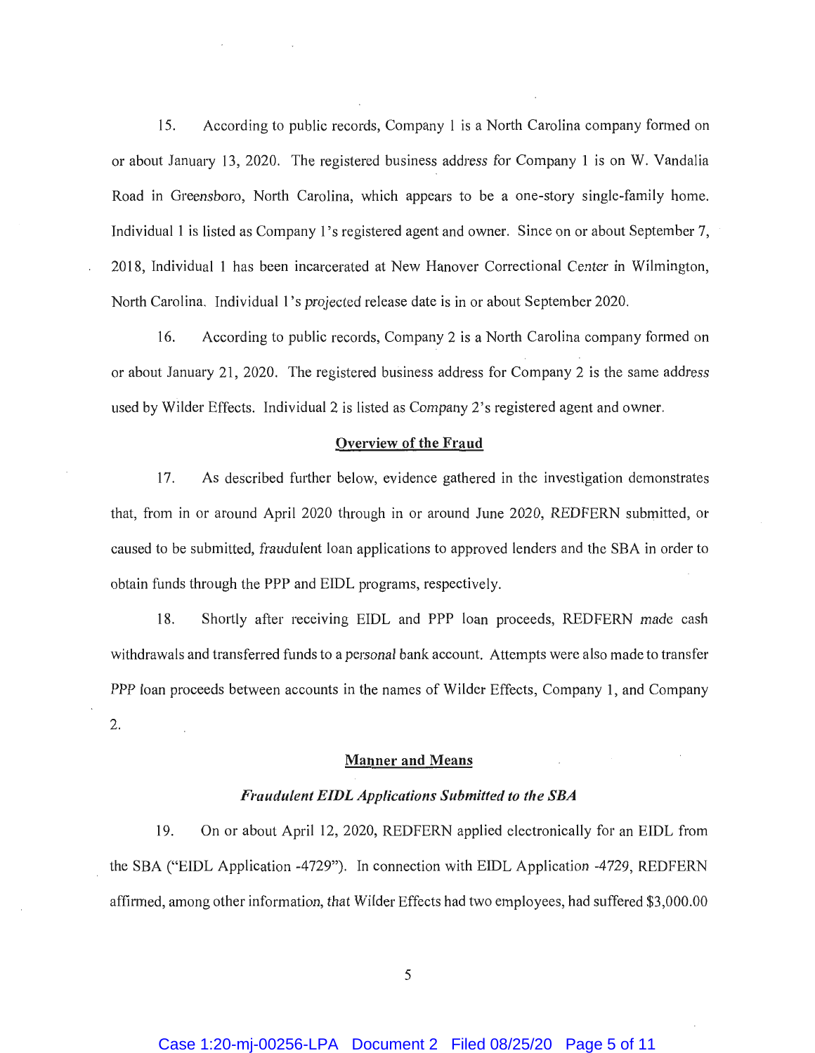15. According to public records, Company 1 is a North Carolina company formed on or about January 13, 2020. The registered business address for Company 1 is on W. Vandalia Road in Greensboro, North Carolina, which appears to be a one-story single-family home. Individual 1 is listed as Company 1's registered agent and owner. Since on or about September 7, 2018, Individual 1 has been incarcerated at New Hanover Correctional Center in Wilmington, North Carolina. Individual 1's projected release date is in or about September 2020.

16. According to public records, Company 2 is a North Carolina company formed on or about January 21, 2020. The registered business address for Company 2 is the same address used by Wilder Effects. Individual 2 is listed as Company 2's registered agent and owner.

## Overview of the Fraud

17. As described further below, evidence gathered in the investigation demonstrates that, from in or around April 2020 through in or around June 2020, REDFERN submitted, or caused to be submitted, fraudulent loan applications to approved lenders and the SBA in order to obtain funds through the PPP and EIDL programs, respectively.

18. Shortly after receiving EIDL and PPP loan proceeds, REDFERN made cash withdrawals and transferred funds to a personal bank account. Attempts were also made to transfer PPP loan proceeds between accounts in the names of Wilder Effects, Company 1, and Company 2.

## Manner and Means

### *Fraudulent EIDL Applications Submitted to the SBA*

19. On or about April 12, 2020, REDFERN applied electronically for an EIDL from the SBA ("EIDL Application -4729"). In connection with EIDL Application -4729, REDFERN affirmed, among other information, that Wilder Effects had two employees, had suffered $3,000.00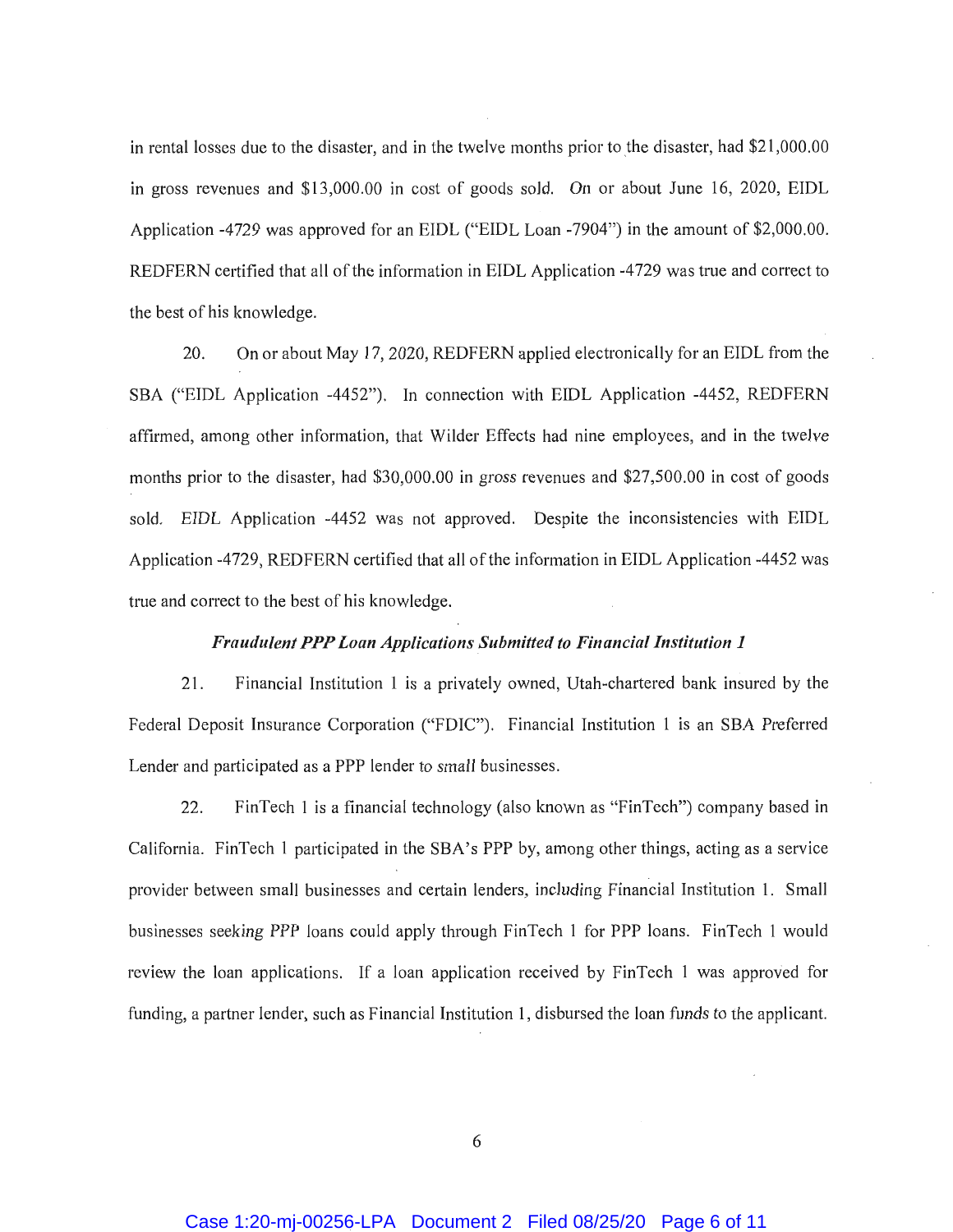in rental losses due to the disaster, and in the twelve months prior to the disaster, had $21,000.00 in gross revenues and $13,000.00 in cost of goods sold. On or about June 16, 2020, EIDL Application -4729 was approved for an EIDL ("EIDL Loan -7904") in the amount of $2,000.00. REDFERN certified that all of the information in EIDL Application -4729 was true and correct to the best of his knowledge.

20. On or about May 17, 2020, REDFERN applied electronically for an EIDL from the SBA ("EIDL Application -4452"). In connection with EIDL Application -4452, REDFERN affirmed, among other information, that Wilder Effects had nine employees, and in the twelve months prior to the disaster, had $30,000.00 in gross revenues and $27,500.00 in cost of goods sold. EIDL Application -4452 was not approved. Despite the inconsistencies with EIDL Application -4729, REDFERN certified that all of the information in EIDL Application -4452 was true and correct to the best of his knowledge.

***Fraudulent PPP Loan Applications Submitted to Financial Institution 1***

21. Financial Institution 1 is a privately owned, Utah-chartered bank insured by the Federal Deposit Insurance Corporation ("FDIC"). Financial Institution 1 is an SBA Preferred Lender and participated as a PPP lender to small businesses.

22. FinTech 1 is a financial technology (also known as "FinTech") company based in California. FinTech 1 participated in the SBA's PPP by, among other things, acting as a service provider between small businesses and certain lenders, including Financial Institution 1. Small businesses seeking PPP loans could apply through FinTech 1 for PPP loans. FinTech 1 would review the loan applications. If a loan application received by FinTech 1 was approved for funding, a partner lender, such as Financial Institution 1, disbursed the loan funds to the applicant.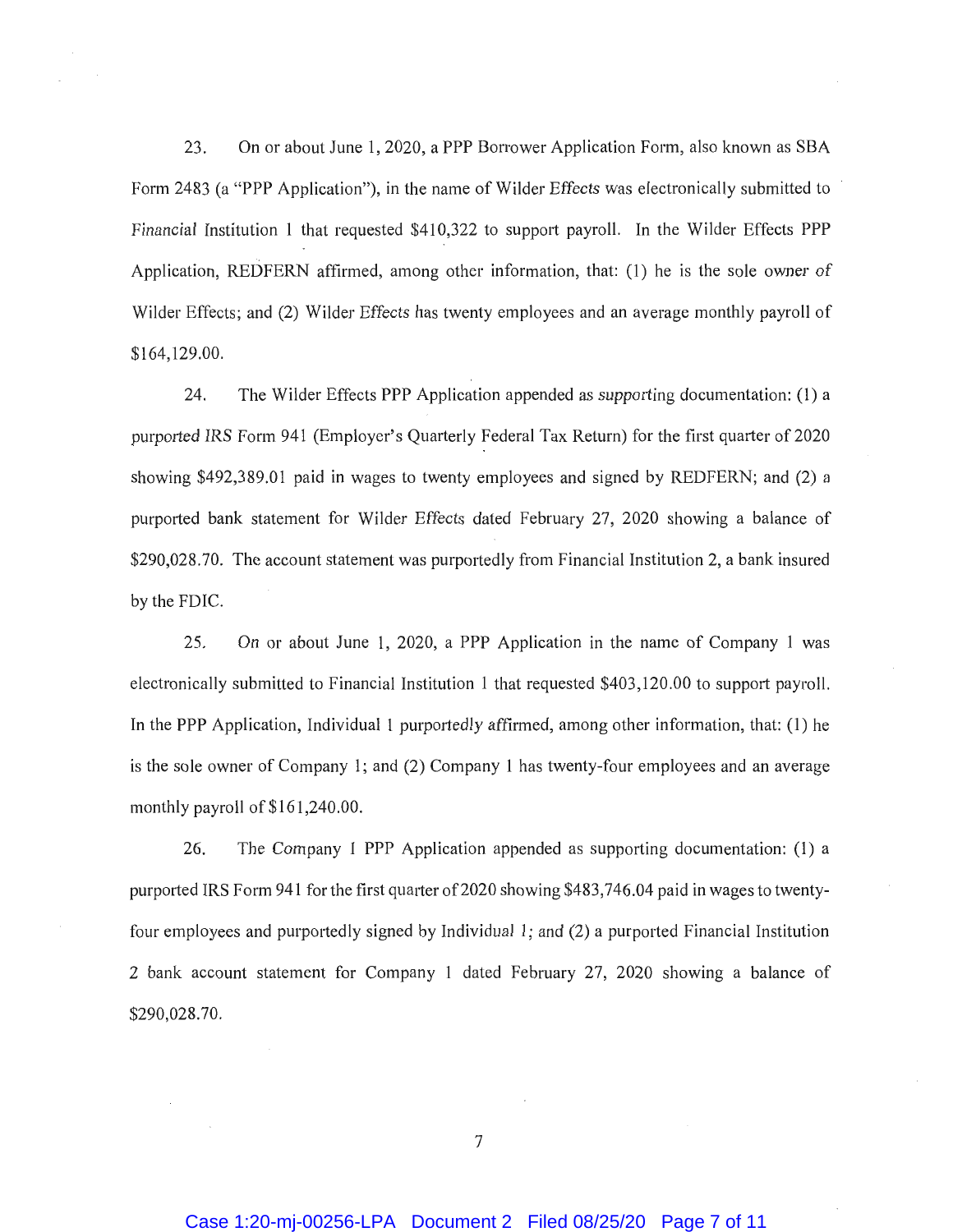23. On or about June 1, 2020, a PPP Borrower Application Form, also known as SBA Form 2483 (a "PPP Application"), in the name of Wilder Effects was electronically submitted to Financial Institution 1 that requested $410,322 to support payroll. In the Wilder Effects PPP Application, REDFERN affirmed, among other information, that: (1) he is the sole owner of Wilder Effects; and (2) Wilder Effects has twenty employees and an average monthly payroll of $164,129.00.

24. The Wilder Effects PPP Application appended as supporting documentation: (1) a purported IRS Form 941 (Employer's Quarterly Federal Tax Return) for the first quarter of 2020 showing $492,389.01 paid in wages to twenty employees and signed by REDFERN; and (2) a purported bank statement for Wilder Effects dated February 27, 2020 showing a balance of $290,028.70. The account statement was purportedly from Financial Institution 2, a bank insured by the FDIC.

25. On or about June 1, 2020, a PPP Application in the name of Company 1 was electronically submitted to Financial Institution 1 that requested $403,120.00 to support payroll. In the PPP Application, Individual 1 purportedly affirmed, among other information, that: (1) he is the sole owner of Company 1; and (2) Company 1 has twenty-four employees and an average monthly payroll of $161,240.00.

26. The Company 1 PPP Application appended as supporting documentation: (1) a purported IRS Form 941 for the first quarter of 2020 showing $483,746.04 paid in wages to twenty-four employees and purportedly signed by Individual 1; and (2) a purported Financial Institution 2 bank account statement for Company 1 dated February 27, 2020 showing a balance of $290,028.70.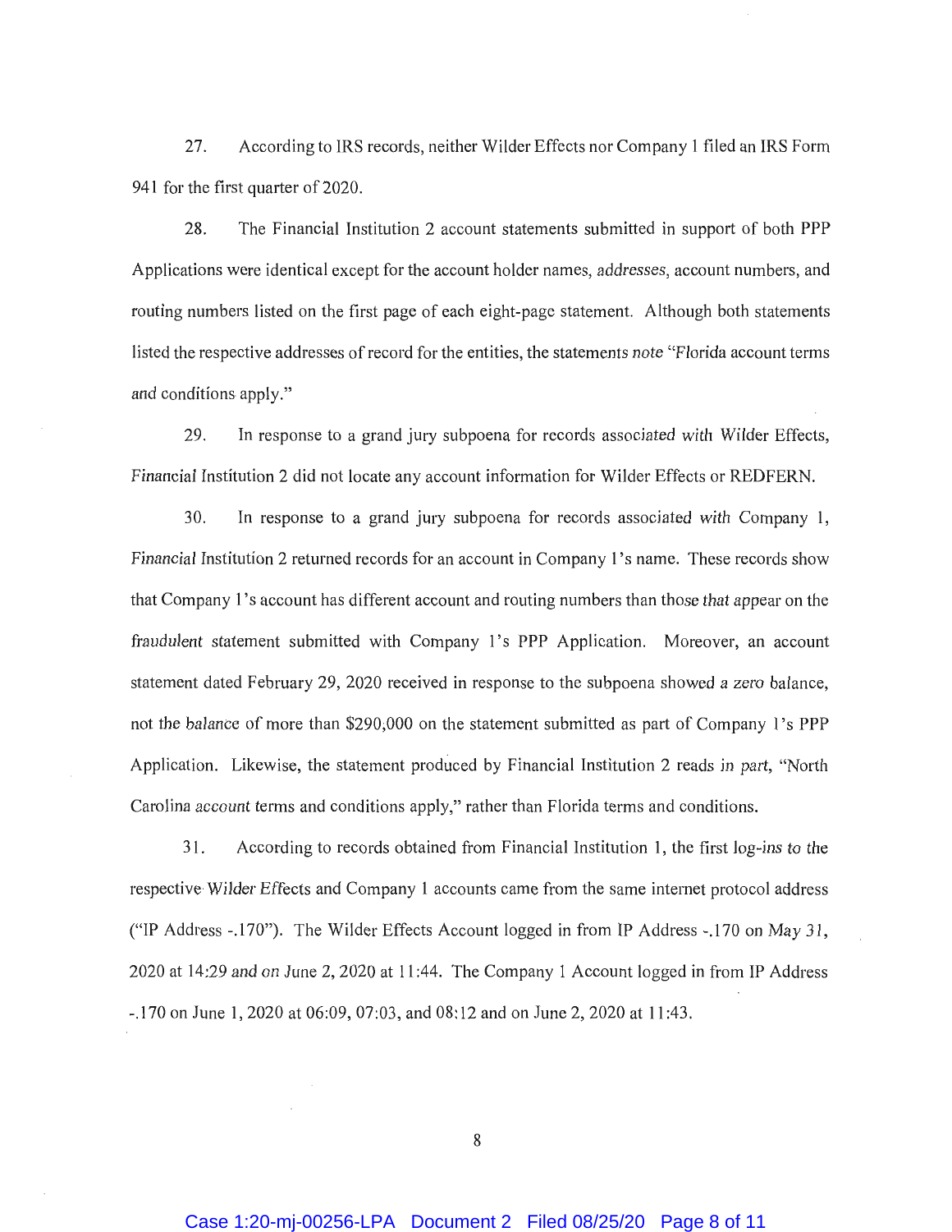27. According to IRS records, neither Wilder Effects nor Company 1 filed an IRS Form 941 for the first quarter of 2020.

28. The Financial Institution 2 account statements submitted in support of both PPP Applications were identical except for the account holder names, addresses, account numbers, and routing numbers listed on the first page of each eight-page statement. Although both statements listed the respective addresses of record for the entities, the statements note "Florida account terms and conditions apply."

29. In response to a grand jury subpoena for records associated with Wilder Effects, Financial Institution 2 did not locate any account information for Wilder Effects or REDFERN.

30. In response to a grand jury subpoena for records associated with Company 1, Financial Institution 2 returned records for an account in Company 1's name. These records show that Company 1's account has different account and routing numbers than those that appear on the fraudulent statement submitted with Company 1's PPP Application. Moreover, an account statement dated February 29, 2020 received in response to the subpoena showed a zero balance, not the balance of more than $290,000 on the statement submitted as part of Company 1's PPP Application. Likewise, the statement produced by Financial Institution 2 reads in part, "North Carolina account terms and conditions apply," rather than Florida terms and conditions.

31. According to records obtained from Financial Institution 1, the first log-ins to the respective Wilder Effects and Company 1 accounts came from the same internet protocol address ("IP Address -.170"). The Wilder Effects Account logged in from IP Address -.170 on May 31, 2020 at 14:29 and on June 2, 2020 at 11:44. The Company 1 Account logged in from IP Address -.170 on June 1, 2020 at 06:09, 07:03, and 08:12 and on June 2, 2020 at 11:43.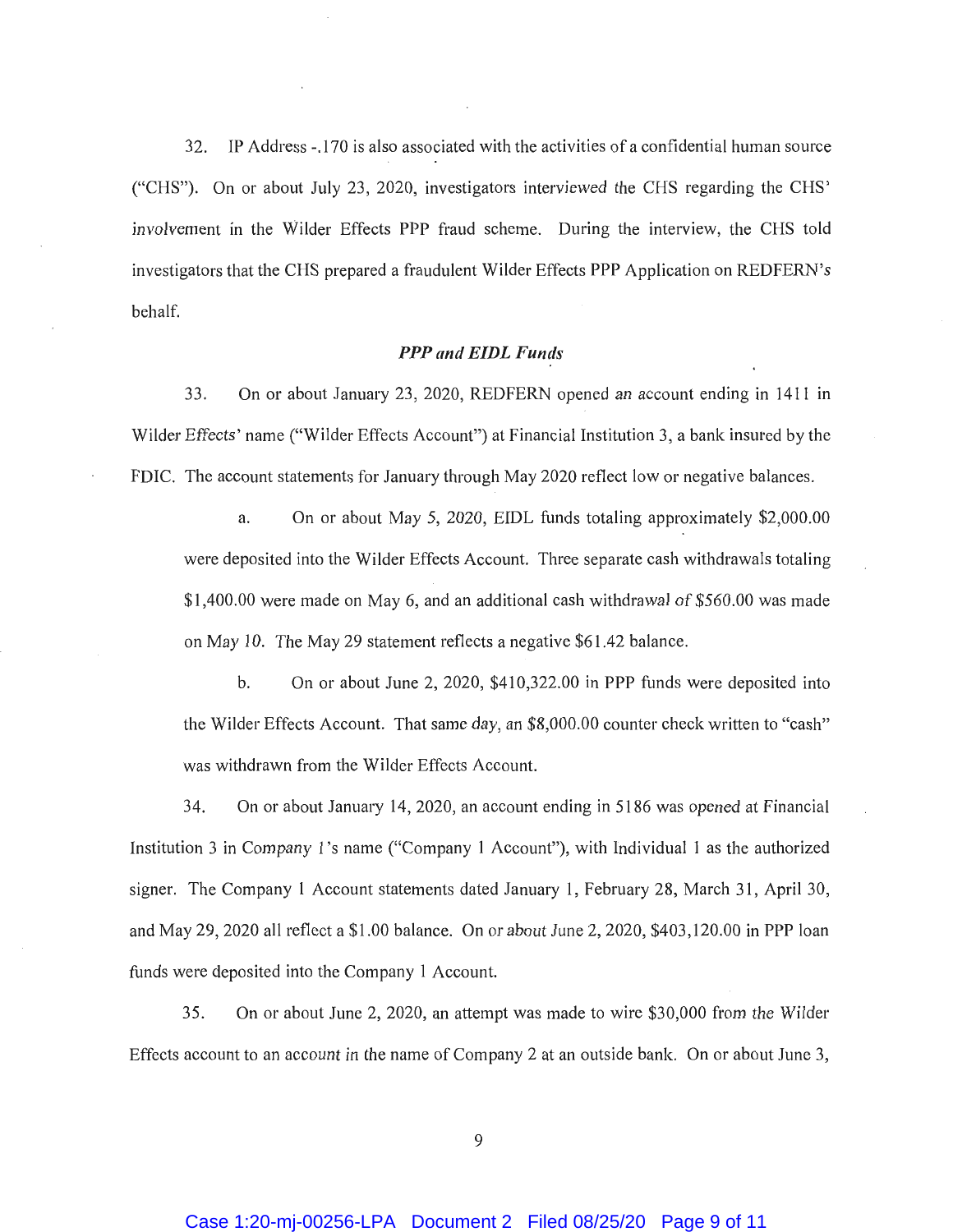32. IP Address -.170 is also associated with the activities of a confidential human source ("CHS"). On or about July 23, 2020, investigators interviewed the CHS regarding the CHS' involvement in the Wilder Effects PPP fraud scheme. During the interview, the CHS told investigators that the CHS prepared a fraudulent Wilder Effects PPP Application on REDFERN's behalf.

### *PPP and EIDL Funds*

33. On or about January 23, 2020, REDFERN opened an account ending in 1411 in Wilder Effects' name ("Wilder Effects Account") at Financial Institution 3, a bank insured by the FDIC. The account statements for January through May 2020 reflect low or negative balances.

a. On or about May 5, 2020, EIDL funds totaling approximately $2,000.00 were deposited into the Wilder Effects Account. Three separate cash withdrawals totaling $1,400.00 were made on May 6, and an additional cash withdrawal of $560.00 was made on May 10. The May 29 statement reflects a negative $61.42 balance.

b. On or about June 2, 2020, $410,322.00 in PPP funds were deposited into the Wilder Effects Account. That same day, an $8,000.00 counter check written to "cash" was withdrawn from the Wilder Effects Account.

34. On or about January 14, 2020, an account ending in 5186 was opened at Financial Institution 3 in Company 1's name ("Company 1 Account"), with Individual 1 as the authorized signer. The Company 1 Account statements dated January 1, February 28, March 31, April 30, and May 29, 2020 all reflect a $1.00 balance. On or about June 2, 2020, $403,120.00 in PPP loan funds were deposited into the Company 1 Account.

35. On or about June 2, 2020, an attempt was made to wire $30,000 from the Wilder Effects account to an account in the name of Company 2 at an outside bank. On or about June 3,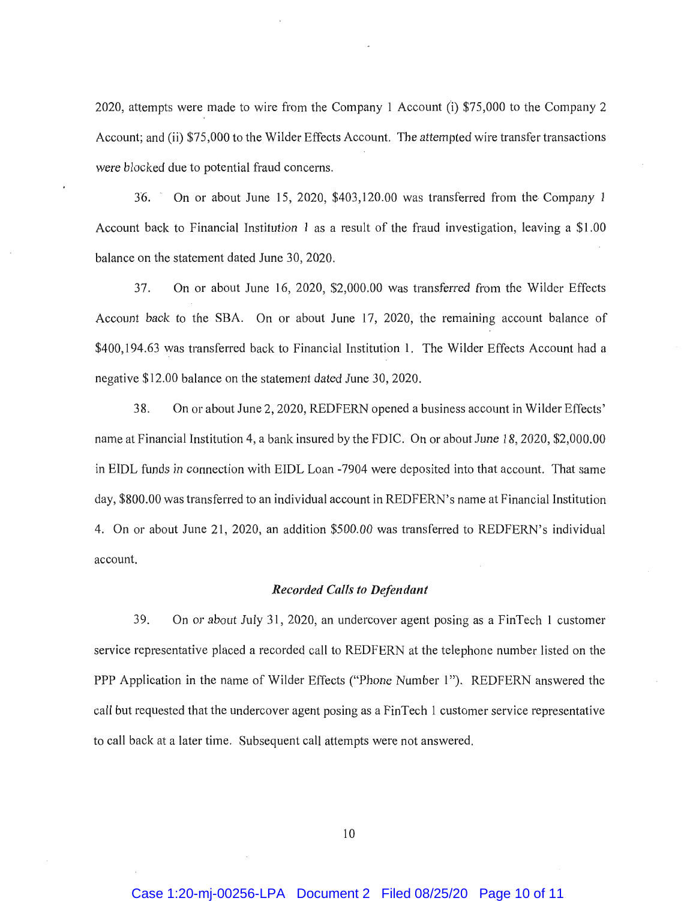2020, attempts were made to wire from the Company 1 Account (i) $75,000 to the Company 2 Account; and (ii) $75,000 to the Wilder Effects Account. The attempted wire transfer transactions were blocked due to potential fraud concerns.

36. On or about June 15, 2020, $403,120.00 was transferred from the Company 1 Account back to Financial Institution 1 as a result of the fraud investigation, leaving a $1.00 balance on the statement dated June 30, 2020.

37. On or about June 16, 2020, $2,000.00 was transferred from the Wilder Effects Account back to the SBA. On or about June 17, 2020, the remaining account balance of $400,194.63 was transferred back to Financial Institution 1. The Wilder Effects Account had a negative $12.00 balance on the statement dated June 30, 2020.

38. On or about June 2, 2020, REDFERN opened a business account in Wilder Effects' name at Financial Institution 4, a bank insured by the FDIC. On or about June 18, 2020, $2,000.00 in EIDL funds in connection with EIDL Loan -7904 were deposited into that account. That same day, $800.00 was transferred to an individual account in REDFERN's name at Financial Institution 4. On or about June 21, 2020, an addition $500.00 was transferred to REDFERN's individual account.

### *Recorded Calls to Defendant*

39. On or about July 31, 2020, an undercover agent posing as a FinTech 1 customer service representative placed a recorded call to REDFERN at the telephone number listed on the PPP Application in the name of Wilder Effects ("Phone Number 1"). REDFERN answered the call but requested that the undercover agent posing as a FinTech 1 customer service representative to call back at a later time. Subsequent call attempts were not answered.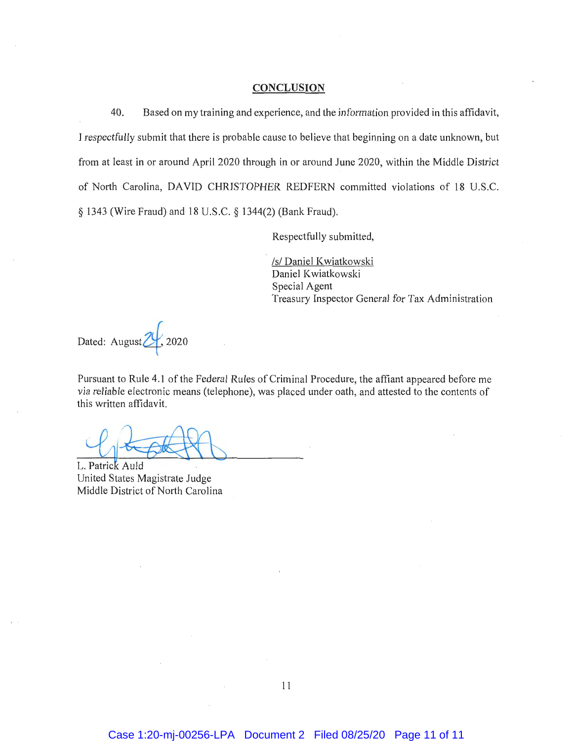## CONCLUSION

40. Based on my training and experience, and the information provided in this affidavit, I respectfully submit that there is probable cause to believe that beginning on a date unknown, but from at least in or around April 2020 through in or around June 2020, within the Middle District of North Carolina, DAVID CHRISTOPHER REDFERN committed violations of 18 U.S.C. § 1343 (Wire Fraud) and 18 U.S.C. § 1344(2) (Bank Fraud).

Respectfully submitted,

/s/ Daniel Kwiatkowski
Daniel Kwiatkowski
Special Agent
Treasury Inspector General for Tax Administration

Dated: August 24, 2020

Pursuant to Rule 4.1 of the Federal Rules of Criminal Procedure, the affiant appeared before me via reliable electronic means (telephone), was placed under oath, and attested to the contents of this written affidavit.

L. Patrick Auld
United States Magistrate Judge
Middle District of North Carolina